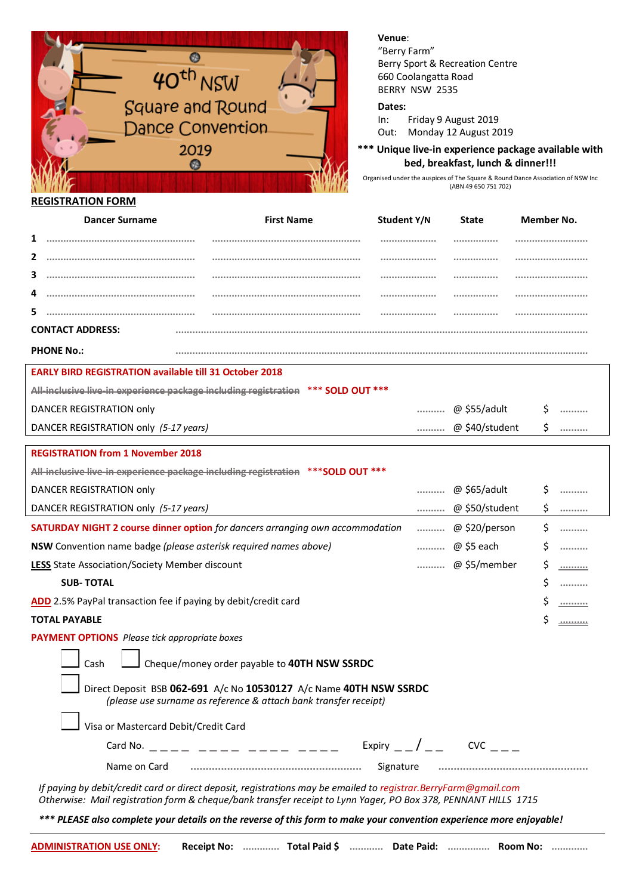# 40th NSW Square and Round Dance Convention 2019

**Venue**:
"Berry Farm"
Berry Sport & Recreation Centre
660 Coolangatta Road
BERRY NSW 2535

**Dates:**
In: Friday 9 August 2019
Out: Monday 12 August 2019

**\*\*\* Unique live-in experience package available with bed, breakfast, lunch & dinner!!!**

Organised under the auspices of The Square & Round Dance Association of NSW Inc (ABN 49 650 751 702)

## REGISTRATION FORM

| | Dancer Surname | First Name | Student Y/N | State | Member No. |
|---|---|---|---|---|---|
| 1 | .................................................. | .................................................. | .................. | ............... | ........................ |
| 2 | .................................................. | .................................................. | .................. | ............... | ........................ |
| 3 | .................................................. | .................................................. | .................. | ............... | ........................ |
| 4 | .................................................. | .................................................. | .................. | ............... | ........................ |
| 5 | .................................................. | .................................................. | .................. | ............... | ........................ |

**CONTACT ADDRESS:** ..........................................................................................................................

**PHONE No.:** ..........................................................................................................................

| | | | | |
|---|---|---|---|---|
| **EARLY BIRD REGISTRATION available till 31 October 2018** | | | | |
| ~~All-inclusive live-in experience package including registration~~ **\*\*\* SOLD OUT \*\*\*** | | | | |
| DANCER REGISTRATION only | .......... | @ $55/adult | $ | .......... |
| DANCER REGISTRATION only *(5-17 years)* | .......... | @ $40/student | $ | .......... |
| **REGISTRATION from 1 November 2018** | | | | |
| ~~All-inclusive live-in experience package including registration~~ **\*\*\*SOLD OUT \*\*\*** | | | | |
| DANCER REGISTRATION only | .......... | @ $65/adult | $ | .......... |
| DANCER REGISTRATION only *(5-17 years)* | .......... | @ $50/student | $ | .......... |
| **SATURDAY NIGHT 2 course dinner option** *for dancers arranging own accommodation* | .......... | @ $20/person | $ | .......... |
| **NSW** Convention name badge *(please asterisk required names above)* | .......... | @ $5 each | $ | .......... |
| **LESS** State Association/Society Member discount | .......... | @ $5/member | $ | .......... |
| **SUB- TOTAL** | | | $ | .......... |
| **ADD** 2.5% PayPal transaction fee if paying by debit/credit card | | | $ | .......... |
| **TOTAL PAYABLE** | | | $ | .......... |

**PAYMENT OPTIONS** *Please tick appropriate boxes*

☐ Cash ☐ Cheque/money order payable to **40TH NSW SSRDC**

☐ Direct Deposit BSB **062-691** A/c No **10530127** A/c Name **40TH NSW SSRDC**
*(please use surname as reference & attach bank transfer receipt)*

☐ Visa or Mastercard Debit/Credit Card

Card No. _ _ _ _ _ _ _ _ _ _ _ _ _ _ _ _ Expiry _ _ / _ _ CVC _ _ _

Name on Card .......................................................... Signature ..........................................................

*If paying by debit/credit card or direct deposit, registrations may be emailed to registrar.BerryFarm@gmail.com*
*Otherwise: Mail registration form & cheque/bank transfer receipt to Lynn Yager, PO Box 378, PENNANT HILLS 1715*

***\*\*\* PLEASE also complete your details on the reverse of this form to make your convention experience more enjoyable!***

**ADMINISTRATION USE ONLY:** **Receipt No:** ............. **Total Paid $** ............ **Date Paid:** ............... **Room No:** .............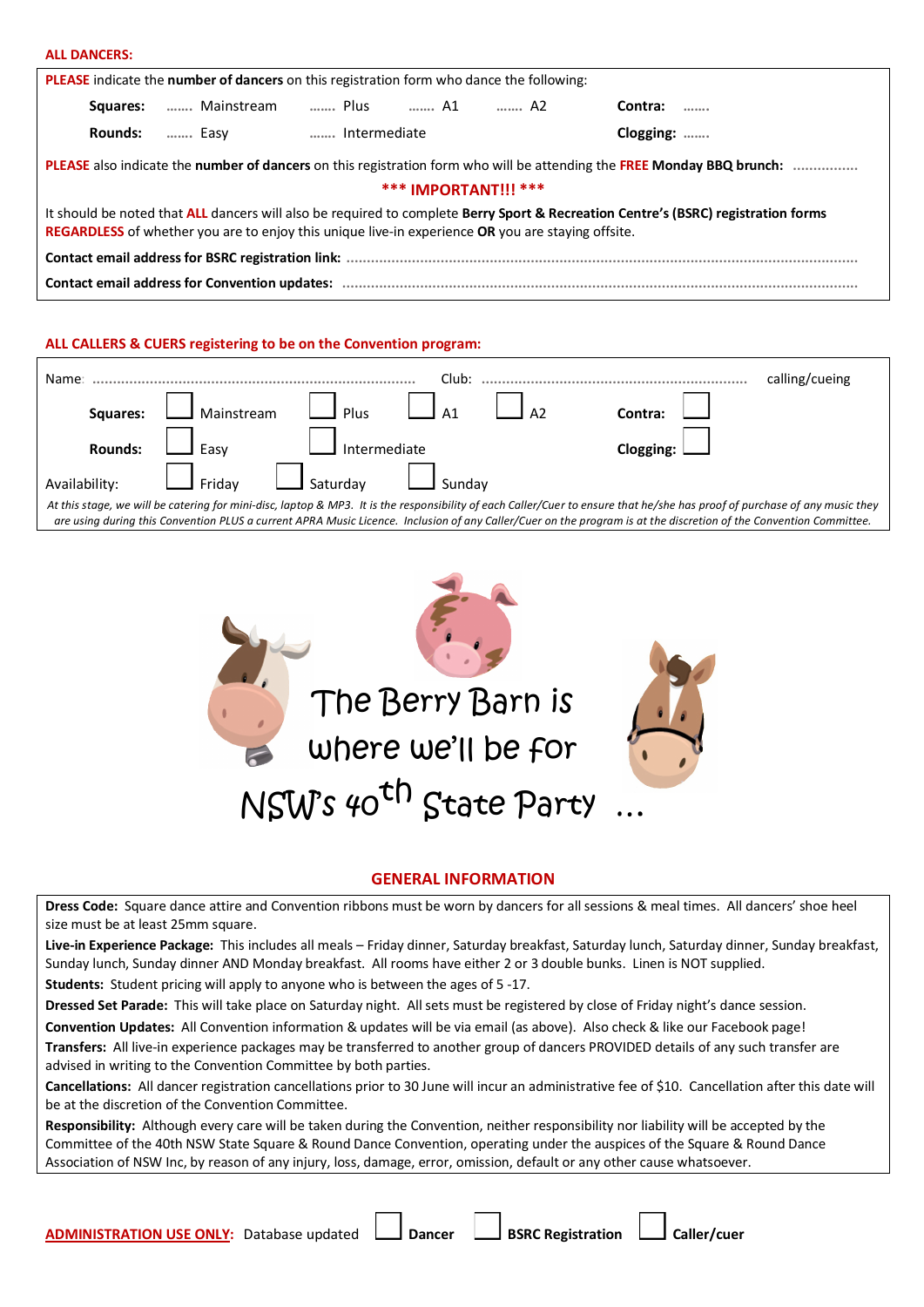**ALL DANCERS:**

**PLEASE** indicate the **number of dancers** on this registration form who dance the following:

**Squares:** ……. Mainstream ……. Plus ……. A1 ……. A2 **Contra:** …….

**Rounds:** ……. Easy ……. Intermediate **Clogging:** …….

**PLEASE** also indicate the **number of dancers** on this registration form who will be attending the **FREE Monday BBQ brunch:** …………….

**\*\*\* IMPORTANT!!! \*\*\***

It should be noted that **ALL** dancers will also be required to complete **Berry Sport & Recreation Centre's (BSRC) registration forms REGARDLESS** of whether you are to enjoy this unique live-in experience **OR** you are staying offsite.

**Contact email address for BSRC registration link:** ……………………………………………………………………………………………………

**Contact email address for Convention updates:** ……………………………………………………………………………………………………

**ALL CALLERS & CUERS registering to be on the Convention program:**

Name: …………………………………………………………………… Club: …………………………………………………… calling/cueing

**Squares:** ☐ Mainstream ☐ Plus ☐ A1 ☐ A2 **Contra:** ☐

**Rounds:** ☐ Easy ☐ Intermediate **Clogging:** ☐

Availability: ☐ Friday ☐ Saturday ☐ Sunday

*At this stage, we will be catering for mini-disc, laptop & MP3. It is the responsibility of each Caller/Cuer to ensure that he/she has proof of purchase of any music they are using during this Convention PLUS a current APRA Music Licence. Inclusion of any Caller/Cuer on the program is at the discretion of the Convention Committee.*

The Berry Barn is where we'll be for NSW's 40th State Party …

## GENERAL INFORMATION

**Dress Code:** Square dance attire and Convention ribbons must be worn by dancers for all sessions & meal times. All dancers' shoe heel size must be at least 25mm square.

**Live-in Experience Package:** This includes all meals – Friday dinner, Saturday breakfast, Saturday lunch, Saturday dinner, Sunday breakfast, Sunday lunch, Sunday dinner AND Monday breakfast. All rooms have either 2 or 3 double bunks. Linen is NOT supplied.

**Students:** Student pricing will apply to anyone who is between the ages of 5 -17.

**Dressed Set Parade:** This will take place on Saturday night. All sets must be registered by close of Friday night's dance session.

**Convention Updates:** All Convention information & updates will be via email (as above). Also check & like our Facebook page!

**Transfers:** All live-in experience packages may be transferred to another group of dancers PROVIDED details of any such transfer are advised in writing to the Convention Committee by both parties.

**Cancellations:** All dancer registration cancellations prior to 30 June will incur an administrative fee of $10. Cancellation after this date will be at the discretion of the Convention Committee.

**Responsibility:** Although every care will be taken during the Convention, neither responsibility nor liability will be accepted by the Committee of the 40th NSW State Square & Round Dance Convention, operating under the auspices of the Square & Round Dance Association of NSW Inc, by reason of any injury, loss, damage, error, omission, default or any other cause whatsoever.

**ADMINISTRATION USE ONLY:** Database updated ☐ **Dancer** ☐ **BSRC Registration** ☐ **Caller/cuer**